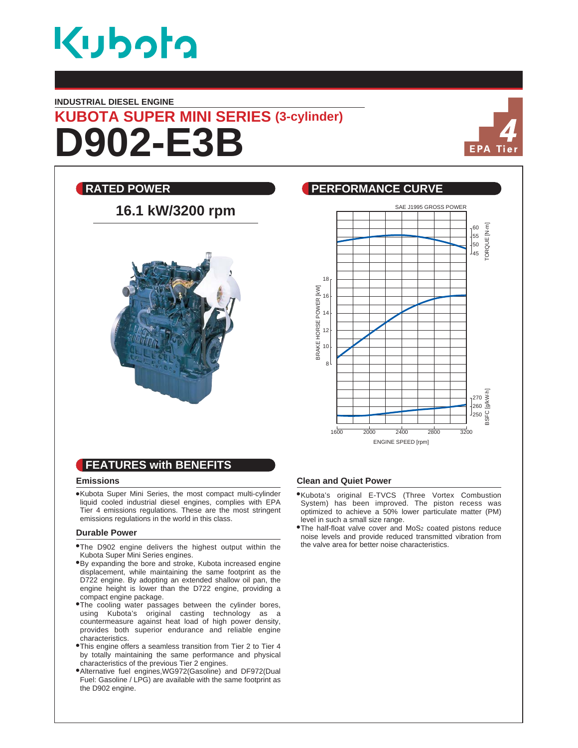# Kubota

INDUSTRIAL DIESEL ENGINE

## KUBOTA SUPER MINI SERIES (3-cylinder)

# D902-E3B

4 EPA Tier

## RATED POWER

**16.1 kW/3200 rpm**

## PERFORMANCE CURVE

SAE J1995 GROSS POWER

## FEATURES with BENEFITS

### Emissions

- Kubota Super Mini Series, the most compact multi-cylinder liquid cooled industrial diesel engines, complies with EPA Tier 4 emissions regulations. These are the most stringent emissions regulations in the world in this class.

### Durable Power

- The D902 engine delivers the highest output within the Kubota Super Mini Series engines.
- By expanding the bore and stroke, Kubota increased engine displacement, while maintaining the same footprint as the D722 engine. By adopting an extended shallow oil pan, the engine height is lower than the D722 engine, providing a compact engine package.
- The cooling water passages between the cylinder bores, using Kubota's original casting technology as a countermeasure against heat load of high power density, provides both superior endurance and reliable engine characteristics.
- This engine offers a seamless transition from Tier 2 to Tier 4 by totally maintaining the same performance and physical characteristics of the previous Tier 2 engines.
- Alternative fuel engines,WG972(Gasoline) and DF972(Dual Fuel: Gasoline / LPG) are available with the same footprint as the D902 engine.

### Clean and Quiet Power

- Kubota's original E-TVCS (Three Vortex Combustion System) has been improved. The piston recess was optimized to achieve a 50% lower particulate matter (PM) level in such a small size range.
- The half-float valve cover and $MoS_2$ coated pistons reduce noise levels and provide reduced transmitted vibration from the valve area for better noise characteristics.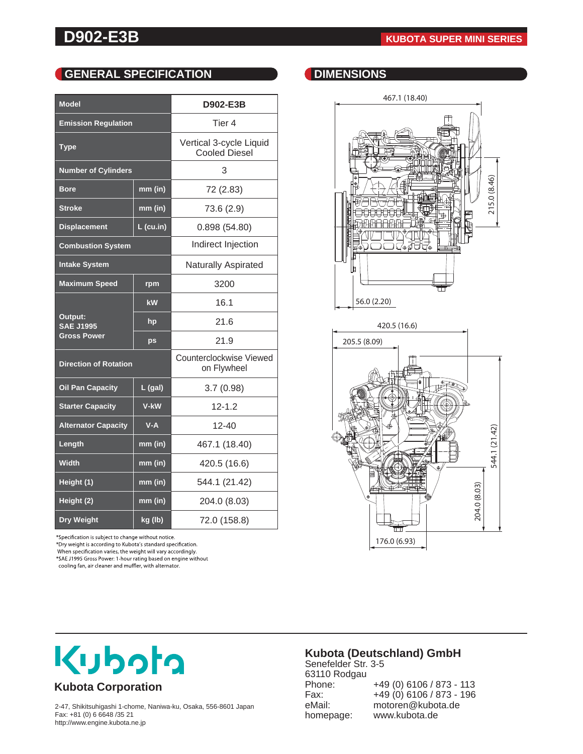# D902-E3B

**KUBOTA SUPER MINI SERIES**

## GENERAL SPECIFICATION

| | | |
|---|---|---|
| **Model** | | **D902-E3B** |
| **Emission Regulation** | | Tier 4 |
| **Type** | | Vertical 3-cycle Liquid Cooled Diesel |
| **Number of Cylinders** | | 3 |
| **Bore** | mm (in) | 72 (2.83) |
| **Stroke** | mm (in) | 73.6 (2.9) |
| **Displacement** | L (cu.in) | 0.898 (54.80) |
| **Combustion System** | | Indirect Injection |
| **Intake System** | | Naturally Aspirated |
| **Maximum Speed** | rpm | 3200 |
| **Output: SAE J1995 Gross Power** | kW | 16.1 |
| | hp | 21.6 |
| | ps | 21.9 |
| **Direction of Rotation** | | Counterclockwise Viewed on Flywheel |
| **Oil Pan Capacity** | L (gal) | 3.7 (0.98) |
| **Starter Capacity** | V-kW | 12-1.2 |
| **Alternator Capacity** | V-A | 12-40 |
| **Length** | mm (in) | 467.1 (18.40) |
| **Width** | mm (in) | 420.5 (16.6) |
| **Height (1)** | mm (in) | 544.1 (21.42) |
| **Height (2)** | mm (in) | 204.0 (8.03) |
| **Dry Weight** | kg (lb) | 72.0 (158.8) |

*Specification is subject to change without notice.
*Dry weight is according to Kubota's standard specification.
When specification varies, the weight will vary accordingly.
*SAE J1995 Gross Power: 1-hour rating based on engine without cooling fan, air cleaner and muffler, with alternator.

## DIMENSIONS

467.1 (18.40)
215.0 (8.46)
56.0 (2.20)

420.5 (16.6)
205.5 (8.09)
544.1 (21.42)
204.0 (8.03)
176.0 (6.93)

---

Kubota

**Kubota Corporation**

2-47, Shikitsuhigashi 1-chome, Naniwa-ku, Osaka, 556-8601 Japan
Fax: +81 (0) 6 6648 /35 21
http://www.engine.kubota.ne.jp

**Kubota (Deutschland) GmbH**
Senefelder Str. 3-5
63110 Rodgau
Phone: +49 (0) 6106 / 873 - 113
Fax: +49 (0) 6106 / 873 - 196
eMail: motoren@kubota.de
homepage: www.kubota.de